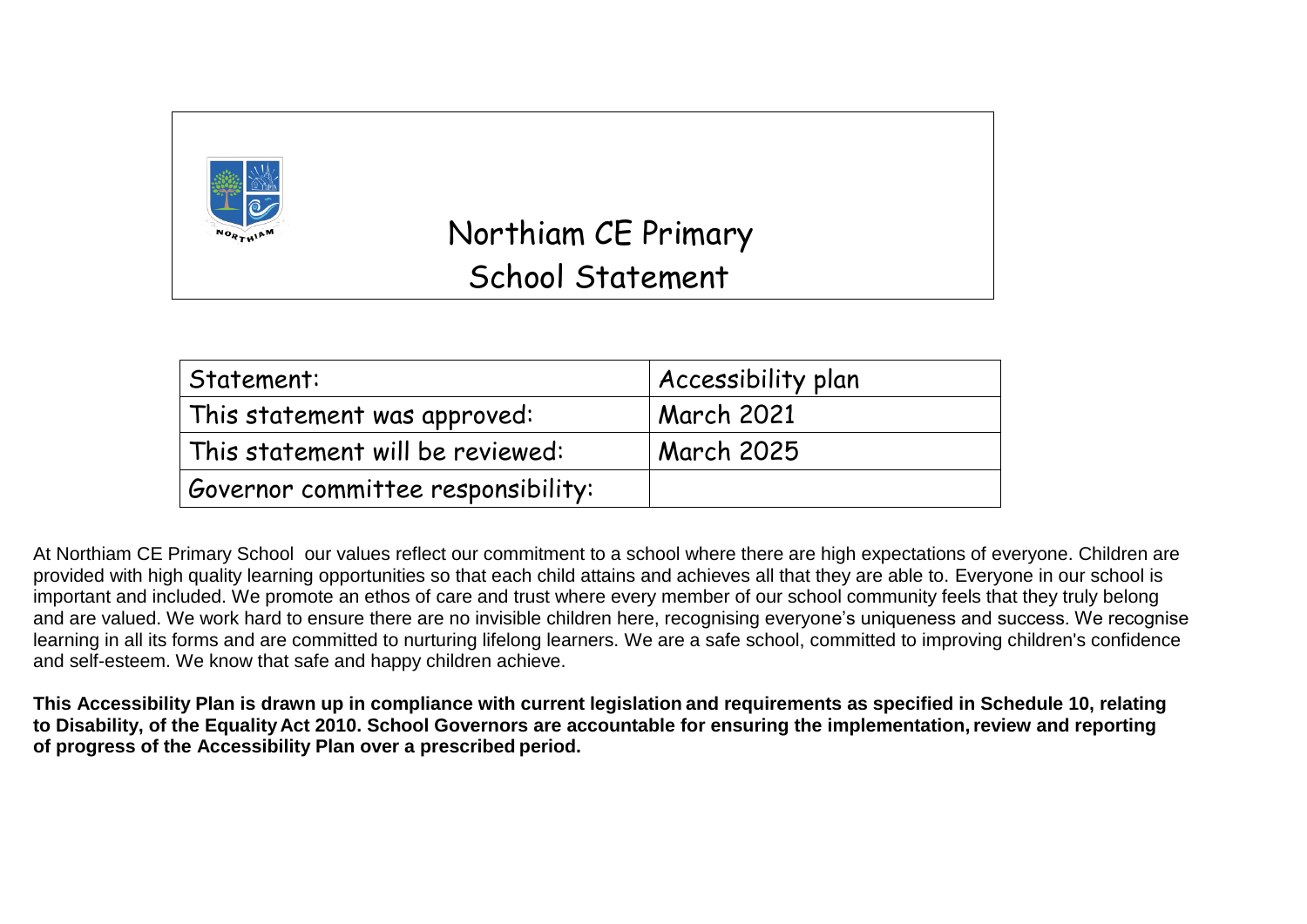# Northiam CE Primary School Statement

| Statement: | Accessibility plan |
|---|---|
| This statement was approved: | March 2021 |
| This statement will be reviewed: | March 2025 |
| Governor committee responsibility: | |

At Northiam CE Primary School our values reflect our commitment to a school where there are high expectations of everyone. Children are provided with high quality learning opportunities so that each child attains and achieves all that they are able to. Everyone in our school is important and included. We promote an ethos of care and trust where every member of our school community feels that they truly belong and are valued. We work hard to ensure there are no invisible children here, recognising everyone's uniqueness and success. We recognise learning in all its forms and are committed to nurturing lifelong learners. We are a safe school, committed to improving children's confidence and self-esteem. We know that safe and happy children achieve.

**This Accessibility Plan is drawn up in compliance with current legislation and requirements as specified in Schedule 10, relating to Disability, of the Equality Act 2010. School Governors are accountable for ensuring the implementation, review and reporting of progress of the Accessibility Plan over a prescribed period.**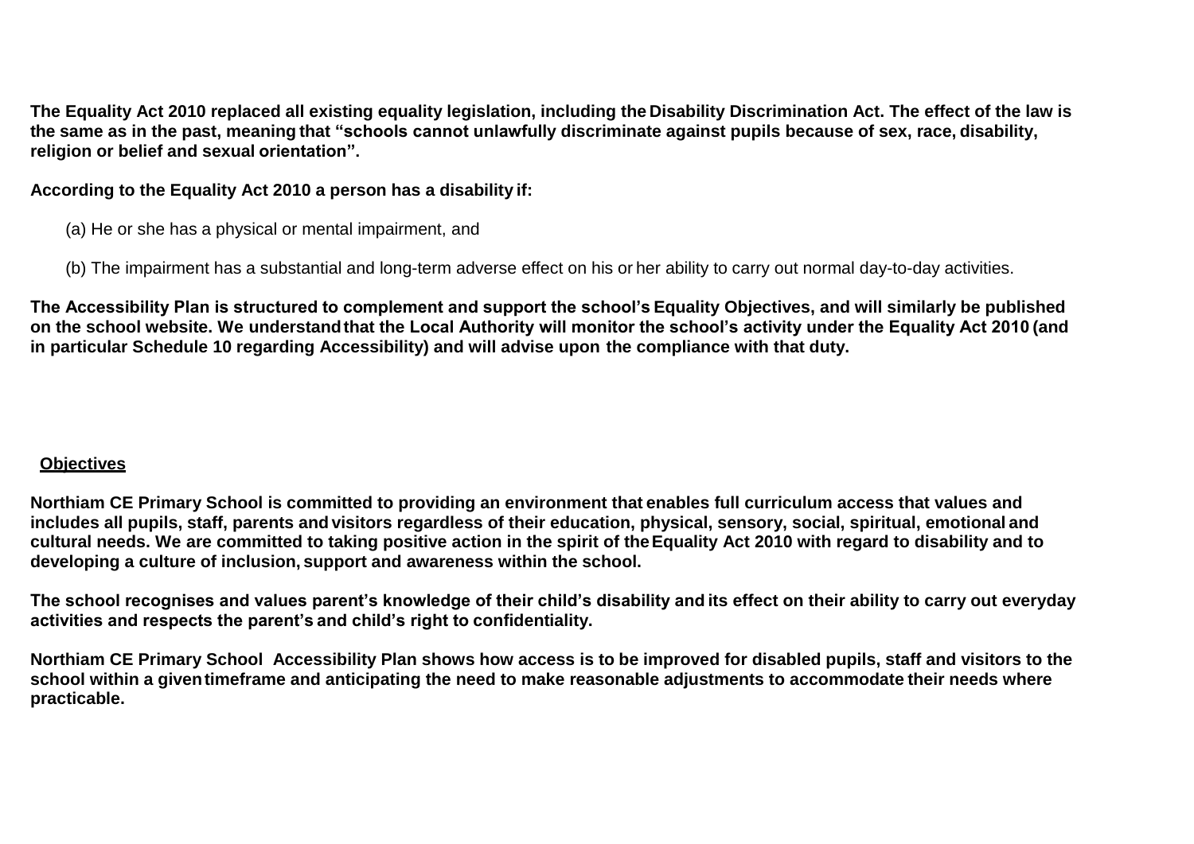**The Equality Act 2010 replaced all existing equality legislation, including the Disability Discrimination Act. The effect of the law is the same as in the past, meaning that "schools cannot unlawfully discriminate against pupils because of sex, race, disability, religion or belief and sexual orientation".**

**According to the Equality Act 2010 a person has a disability if:**

(a) He or she has a physical or mental impairment, and

(b) The impairment has a substantial and long-term adverse effect on his or her ability to carry out normal day-to-day activities.

**The Accessibility Plan is structured to complement and support the school's Equality Objectives, and will similarly be published on the school website. We understand that the Local Authority will monitor the school's activity under the Equality Act 2010 (and in particular Schedule 10 regarding Accessibility) and will advise upon the compliance with that duty.**

## Objectives

**Northiam CE Primary School is committed to providing an environment that enables full curriculum access that values and includes all pupils, staff, parents and visitors regardless of their education, physical, sensory, social, spiritual, emotional and cultural needs. We are committed to taking positive action in the spirit of the Equality Act 2010 with regard to disability and to developing a culture of inclusion, support and awareness within the school.**

**The school recognises and values parent's knowledge of their child's disability and its effect on their ability to carry out everyday activities and respects the parent's and child's right to confidentiality.**

**Northiam CE Primary School Accessibility Plan shows how access is to be improved for disabled pupils, staff and visitors to the school within a given timeframe and anticipating the need to make reasonable adjustments to accommodate their needs where practicable.**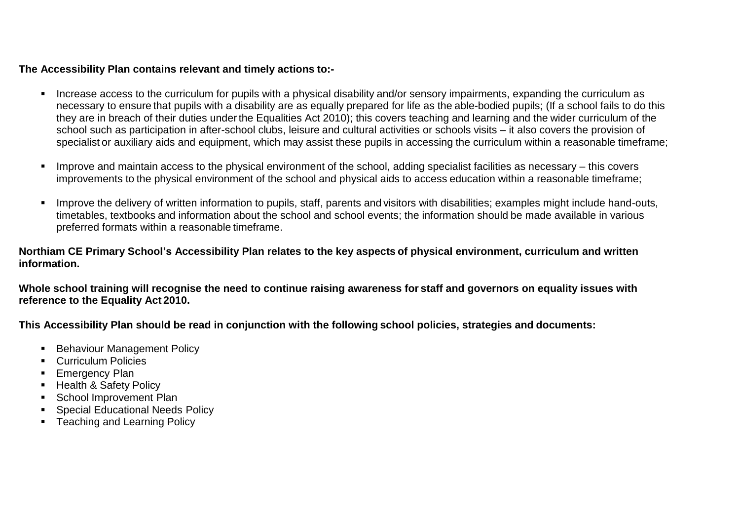**The Accessibility Plan contains relevant and timely actions to:-**

- Increase access to the curriculum for pupils with a physical disability and/or sensory impairments, expanding the curriculum as necessary to ensure that pupils with a disability are as equally prepared for life as the able-bodied pupils; (If a school fails to do this they are in breach of their duties under the Equalities Act 2010); this covers teaching and learning and the wider curriculum of the school such as participation in after-school clubs, leisure and cultural activities or schools visits – it also covers the provision of specialist or auxiliary aids and equipment, which may assist these pupils in accessing the curriculum within a reasonable timeframe;

- Improve and maintain access to the physical environment of the school, adding specialist facilities as necessary – this covers improvements to the physical environment of the school and physical aids to access education within a reasonable timeframe;

- Improve the delivery of written information to pupils, staff, parents and visitors with disabilities; examples might include hand-outs, timetables, textbooks and information about the school and school events; the information should be made available in various preferred formats within a reasonable timeframe.

**Northiam CE Primary School's Accessibility Plan relates to the key aspects of physical environment, curriculum and written information.**

**Whole school training will recognise the need to continue raising awareness for staff and governors on equality issues with reference to the Equality Act 2010.**

**This Accessibility Plan should be read in conjunction with the following school policies, strategies and documents:**

- Behaviour Management Policy
- Curriculum Policies
- Emergency Plan
- Health & Safety Policy
- School Improvement Plan
- Special Educational Needs Policy
- Teaching and Learning Policy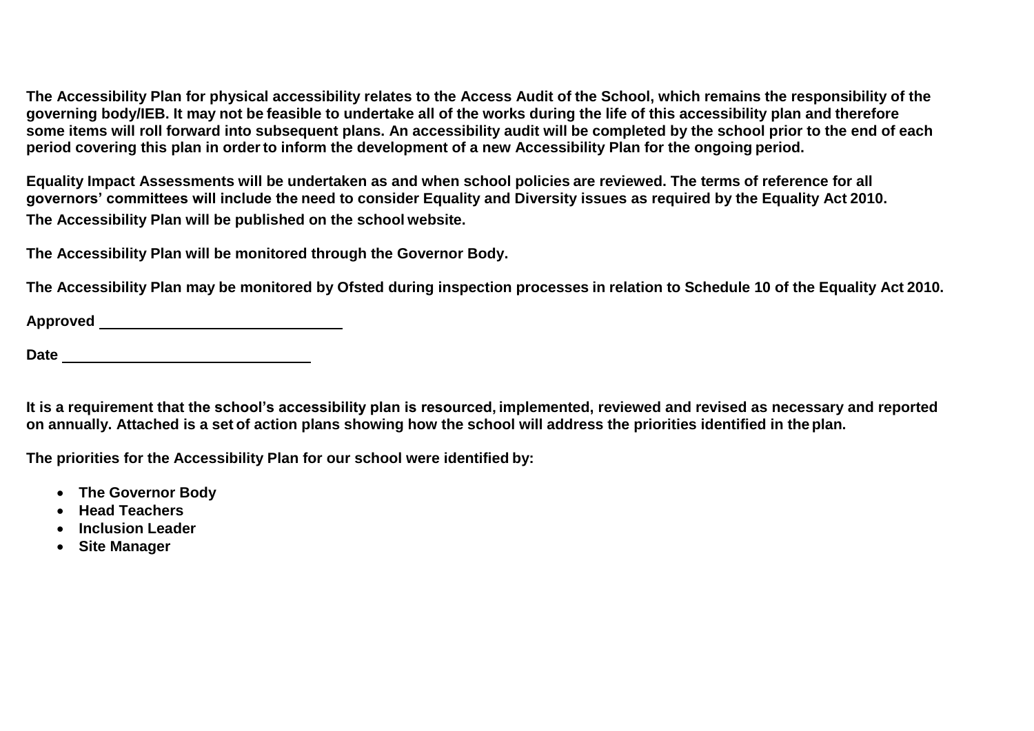**The Accessibility Plan for physical accessibility relates to the Access Audit of the School, which remains the responsibility of the governing body/IEB. It may not be feasible to undertake all of the works during the life of this accessibility plan and therefore some items will roll forward into subsequent plans. An accessibility audit will be completed by the school prior to the end of each period covering this plan in order to inform the development of a new Accessibility Plan for the ongoing period.**

**Equality Impact Assessments will be undertaken as and when school policies are reviewed. The terms of reference for all governors' committees will include the need to consider Equality and Diversity issues as required by the Equality Act 2010.**

**The Accessibility Plan will be published on the school website.**

**The Accessibility Plan will be monitored through the Governor Body.**

**The Accessibility Plan may be monitored by Ofsted during inspection processes in relation to Schedule 10 of the Equality Act 2010.**

**Approved** ______________________________

**Date** ______________________________

**It is a requirement that the school's accessibility plan is resourced, implemented, reviewed and revised as necessary and reported on annually. Attached is a set of action plans showing how the school will address the priorities identified in the plan.**

**The priorities for the Accessibility Plan for our school were identified by:**

- **The Governor Body**
- **Head Teachers**
- **Inclusion Leader**
- **Site Manager**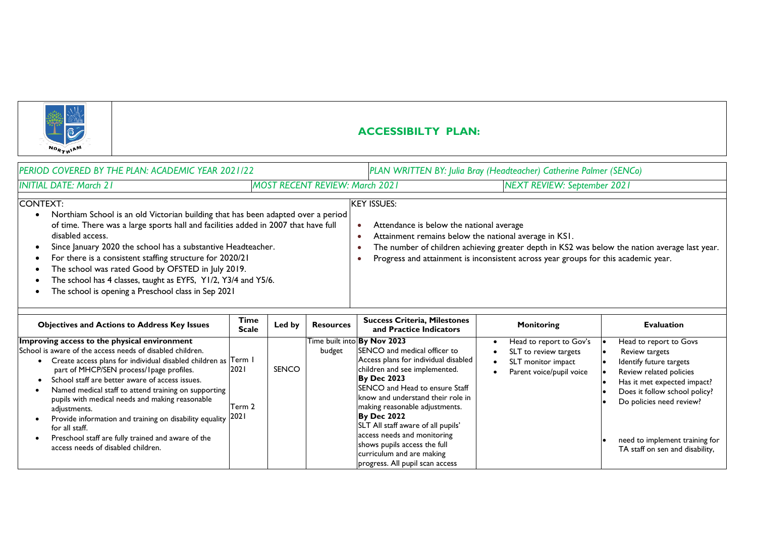# ACCESSIBILTY PLAN:

| *PERIOD COVERED BY THE PLAN: ACADEMIC YEAR 2021/22* | | *PLAN WRITTEN BY: Julia Bray (Headteacher) Catherine Palmer (SENCo)* |
|---|---|---|
| *INITIAL DATE: March 21* | *MOST RECENT REVIEW: March 2021* | *NEXT REVIEW: September 2021* |

**CONTEXT:**

- Northiam School is an old Victorian building that has been adapted over a period of time. There was a large sports hall and facilities added in 2007 that have full disabled access.
- Since January 2020 the school has a substantive Headteacher.
- For there is a consistent staffing structure for 2020/21
- The school was rated Good by OFSTED in July 2019.
- The school has 4 classes, taught as EYFS, Y1/2, Y3/4 and Y5/6.
- The school is opening a Preschool class in Sep 2021

**KEY ISSUES:**

- Attendance is below the national average
- Attainment remains below the national average in KS1.
- The number of children achieving greater depth in KS2 was below the nation average last year.
- Progress and attainment is inconsistent across year groups for this academic year.

| Objectives and Actions to Address Key Issues | Time Scale | Led by | Resources | Success Criteria, Milestones and Practice Indicators | Monitoring | Evaluation |
|---|---|---|---|---|---|---|
| **Improving access to the physical environment**<br>School is aware of the access needs of disabled children.<br>• Create access plans for individual disabled children as part of MHCP/SEN process/1page profiles.<br>• School staff are better aware of access issues.<br>• Named medical staff to attend training on supporting pupils with medical needs and making reasonable adjustments.<br>• Provide information and training on disability equality for all staff.<br>• Preschool staff are fully trained and aware of the access needs of disabled children. | Term 1 2021<br><br>Term 2 2021 | SENCO | Time built into budget | **By Nov 2023**<br>SENCO and medical officer to Access plans for individual disabled children and see implemented.<br>**By Dec 2023**<br>SENCO and Head to ensure Staff know and understand their role in making reasonable adjustments.<br>**By Dec 2022**<br>SLT All staff aware of all pupils' access needs and monitoring shows pupils access the full curriculum and are making progress. All pupil scan access | • Head to report to Gov's<br>• SLT to review targets<br>• SLT monitor impact<br>• Parent voice/pupil voice | • Head to report to Govs<br>• Review targets<br>• Identify future targets<br>• Review related policies<br>• Has it met expected impact?<br>• Does it follow school policy?<br>• Do policies need review?<br><br>• need to implement training for TA staff on sen and disability, |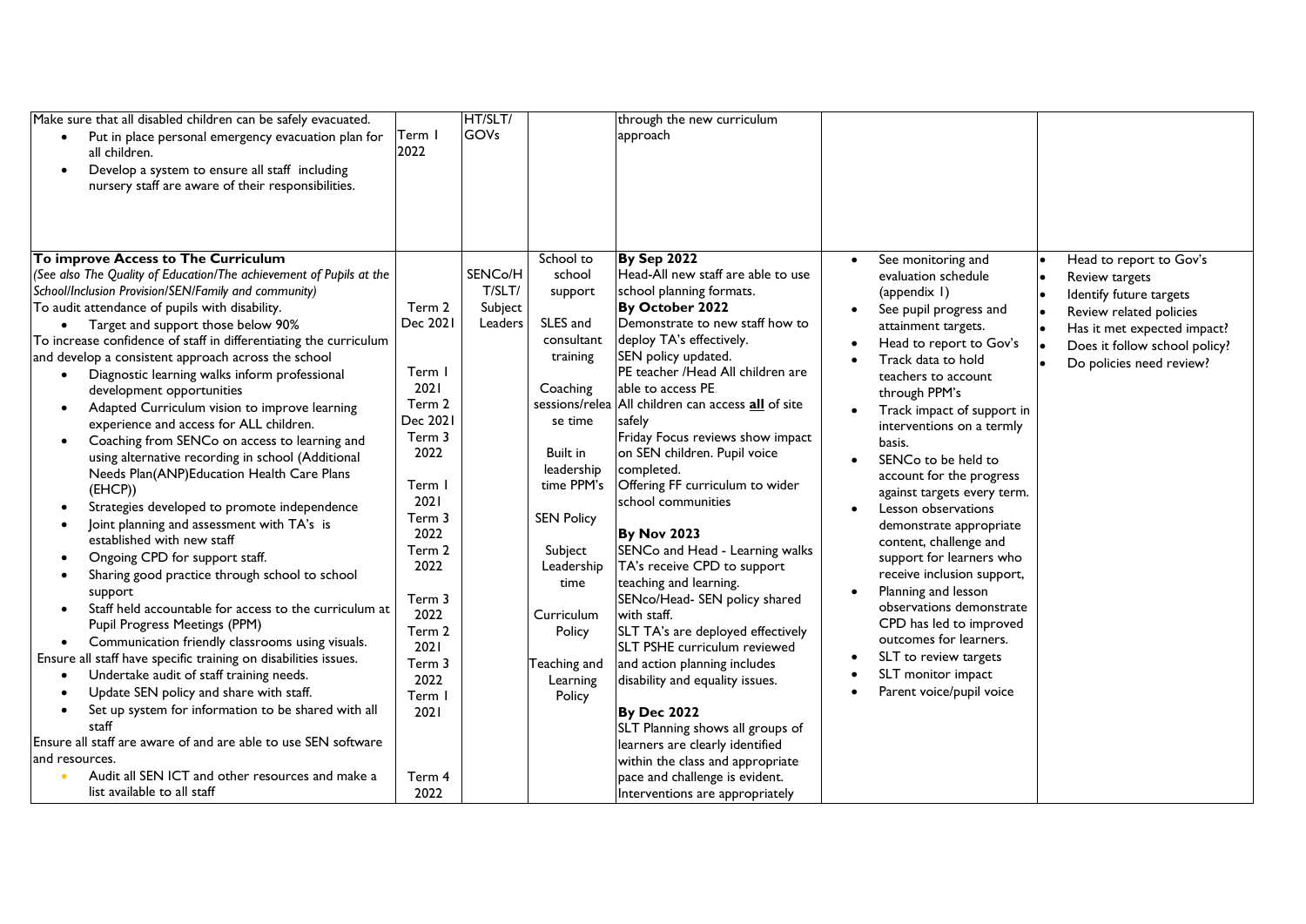| | | | | | | |
|---|---|---|---|---|---|---|
| Make sure that all disabled children can be safely evacuated.<br>• Put in place personal emergency evacuation plan for all children.<br>• Develop a system to ensure all staff including nursery staff are aware of their responsibilities. | Term 1 2022 | HT/SLT/ GOVs | | through the new curriculum approach | | |
| **To improve Access to The Curriculum**<br>*(See also The Quality of Education/The achievement of Pupils at the School/Inclusion Provision/SEN/Family and community)*<br>To audit attendance of pupils with disability.<br>• Target and support those below 90%<br>To increase confidence of staff in differentiating the curriculum and develop a consistent approach across the school<br>• Diagnostic learning walks inform professional development opportunities<br>• Adapted Curriculum vision to improve learning experience and access for ALL children.<br>• Coaching from SENCo on access to learning and using alternative recording in school (Additional Needs Plan(ANP)Education Health Care Plans (EHCP))<br>• Strategies developed to promote independence<br>• Joint planning and assessment with TA's is established with new staff<br>• Ongoing CPD for support staff.<br>• Sharing good practice through school to school support<br>• Staff held accountable for access to the curriculum at Pupil Progress Meetings (PPM)<br>• Communication friendly classrooms using visuals.<br>Ensure all staff have specific training on disabilities issues.<br>• Undertake audit of staff training needs.<br>• Update SEN policy and share with staff.<br>• Set up system for information to be shared with all staff<br>Ensure all staff are aware of and are able to use SEN software and resources.<br>• Audit all SEN ICT and other resources and make a list available to all staff | Term 2 Dec 2021<br><br>Term 1 2021<br>Term 2 Dec 2021<br>Term 3 2022<br><br>Term 1 2021<br>Term 3 2022<br>Term 2 2022<br><br>Term 3 2022<br>Term 2 2021<br>Term 3 2022<br>Term 1 2021<br><br>Term 4 2022 | SENCo/H T/SLT/ Subject Leaders | School to school support<br><br>SLES and consultant training<br><br>Coaching sessions/release time<br><br>Built in leadership time PPM's<br><br>SEN Policy<br><br>Subject Leadership time<br><br>Curriculum Policy<br><br>Teaching and Learning Policy | **By Sep 2022**<br>Head-All new staff are able to use school planning formats.<br>**By October 2022**<br>Demonstrate to new staff how to deploy TA's effectively.<br>SEN policy updated.<br>PE teacher /Head All children are able to access PE.<br>All children can access **all** of site safely<br>Friday Focus reviews show impact on SEN children. Pupil voice completed.<br>Offering FF curriculum to wider school communities<br><br>**By Nov 2023**<br>SENCo and Head - Learning walks TA's receive CPD to support teaching and learning.<br>SENco/Head- SEN policy shared with staff.<br>SLT TA's are deployed effectively<br>SLT PSHE curriculum reviewed and action planning includes disability and equality issues.<br><br>**By Dec 2022**<br>SLT Planning shows all groups of learners are clearly identified within the class and appropriate pace and challenge is evident.<br>Interventions are appropriately | • See monitoring and evaluation schedule (appendix 1)<br>• See pupil progress and attainment targets.<br>• Head to report to Gov's<br>• Track data to hold teachers to account through PPM's<br>• Track impact of support in interventions on a termly basis.<br>• SENCo to be held to account for the progress against targets every term.<br>• Lesson observations demonstrate appropriate content, challenge and support for learners who receive inclusion support,<br>• Planning and lesson observations demonstrate CPD has led to improved outcomes for learners.<br>• SLT to review targets<br>• SLT monitor impact<br>• Parent voice/pupil voice | • Head to report to Gov's<br>• Review targets<br>• Identify future targets<br>• Review related policies<br>• Has it met expected impact?<br>• Does it follow school policy?<br>• Do policies need review? |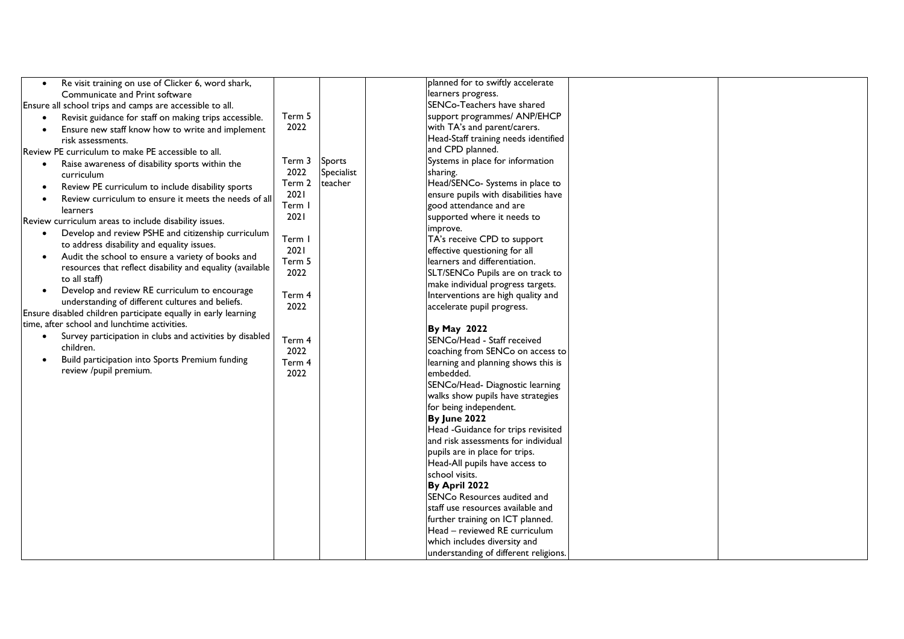| | | | | | | |
|---|---|---|---|---|---|---|
| • Re visit training on use of Clicker 6, word shark, Communicate and Print software<br>Ensure all school trips and camps are accessible to all.<br>• Revisit guidance for staff on making trips accessible.<br>• Ensure new staff know how to write and implement risk assessments.<br>Review PE curriculum to make PE accessible to all.<br>• Raise awareness of disability sports within the curriculum<br>• Review PE curriculum to include disability sports<br>• Review curriculum to ensure it meets the needs of all learners<br>Review curriculum areas to include disability issues.<br>• Develop and review PSHE and citizenship curriculum to address disability and equality issues.<br>• Audit the school to ensure a variety of books and resources that reflect disability and equality (available to all staff)<br>• Develop and review RE curriculum to encourage understanding of different cultures and beliefs.<br>Ensure disabled children participate equally in early learning time, after school and lunchtime activities.<br>• Survey participation in clubs and activities by disabled children.<br>• Build participation into Sports Premium funding review /pupil premium. | Term 5 2022<br>Term 3 2022<br>Term 2 2021<br>Term 1 2021<br>Term 1 2021<br>Term 5 2022<br>Term 4 2022<br>Term 4 2022<br>Term 4 2022 | Sports Specialist teacher | | planned for to swiftly accelerate learners progress.<br>SENCo-Teachers have shared support programmes/ ANP/EHCP with TA's and parent/carers.<br>Head-Staff training needs identified and CPD planned.<br>Systems in place for information sharing.<br>Head/SENCo- Systems in place to ensure pupils with disabilities have good attendance and are supported where it needs to improve.<br>TA's receive CPD to support effective questioning for all learners and differentiation.<br>SLT/SENCo Pupils are on track to make individual progress targets.<br>Interventions are high quality and accelerate pupil progress.<br>**By May 2022**<br>SENCo/Head - Staff received coaching from SENCo on access to learning and planning shows this is embedded.<br>SENCo/Head- Diagnostic learning walks show pupils have strategies for being independent.<br>**By June 2022**<br>Head -Guidance for trips revisited and risk assessments for individual pupils are in place for trips.<br>Head-All pupils have access to school visits.<br>**By April 2022**<br>SENCo Resources audited and staff use resources available and further training on ICT planned.<br>Head – reviewed RE curriculum which includes diversity and understanding of different religions. | | |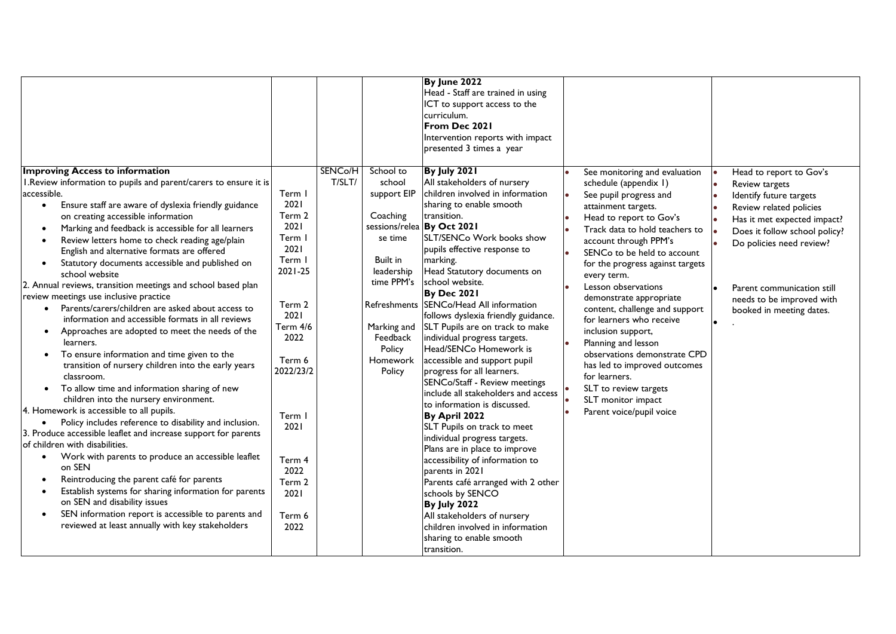| | | | | | | |
|---|---|---|---|---|---|---|
| | | | | **By June 2022**<br>Head - Staff are trained in using ICT to support access to the curriculum.<br>**From Dec 2021**<br>Intervention reports with impact presented 3 times a year | | |
| **Improving Access to information**<br>1.Review information to pupils and parent/carers to ensure it is accessible.<br>• Ensure staff are aware of dyslexia friendly guidance on creating accessible information<br>• Marking and feedback is accessible for all learners<br>• Review letters home to check reading age/plain English and alternative formats are offered<br>• Statutory documents accessible and published on school website<br>2. Annual reviews, transition meetings and school based plan review meetings use inclusive practice<br>• Parents/carers/children are asked about access to information and accessible formats in all reviews<br>• Approaches are adopted to meet the needs of the learners.<br>• To ensure information and time given to the transition of nursery children into the early years classroom.<br>• To allow time and information sharing of new children into the nursery environment.<br>4. Homework is accessible to all pupils.<br>• Policy includes reference to disability and inclusion.<br>3. Produce accessible leaflet and increase support for parents of children with disabilities.<br>• Work with parents to produce an accessible leaflet on SEN<br>• Reintroducing the parent café for parents<br>• Establish systems for sharing information for parents on SEN and disability issues<br>• SEN information report is accessible to parents and reviewed at least annually with key stakeholders | Term 1 2021<br>Term 2 2021<br>Term 1 2021<br>Term 1 2021-25<br><br>Term 2 2021<br>Term 4/6 2022<br><br>Term 6 2022/23/2<br><br>Term 1 2021<br><br>Term 4 2022<br>Term 2 2021<br><br>Term 6 2022 | SENCo/HT/SLT/ | School to school support EIP<br><br>Coaching sessions/release time<br><br>Built in leadership time PPM's<br><br>Refreshments<br><br>Marking and Feedback Policy<br>Homework Policy | **By July 2021**<br>All stakeholders of nursery children involved in information sharing to enable smooth transition.<br>**By Oct 2021**<br>SLT/SENCo Work books show pupils effective response to marking.<br>Head Statutory documents on school website.<br>**By Dec 2021**<br>SENCo/Head All information follows dyslexia friendly guidance.<br>SLT Pupils are on track to make individual progress targets.<br>Head/SENCo Homework is accessible and support pupil progress for all learners.<br>SENCo/Staff - Review meetings include all stakeholders and access to information is discussed.<br>**By April 2022**<br>SLT Pupils on track to meet individual progress targets.<br>Plans are in place to improve accessibility of information to parents in 2021<br>Parents café arranged with 2 other schools by SENCO<br>**By July 2022**<br>All stakeholders of nursery children involved in information sharing to enable smooth transition. | • See monitoring and evaluation schedule (appendix 1)<br>• See pupil progress and attainment targets.<br>• Head to report to Gov's<br>• Track data to hold teachers to account through PPM's<br>• SENCo to be held to account for the progress against targets every term.<br>• Lesson observations demonstrate appropriate content, challenge and support for learners who receive inclusion support,<br>• Planning and lesson observations demonstrate CPD has led to improved outcomes for learners.<br>• SLT to review targets<br>• SLT monitor impact<br>• Parent voice/pupil voice | • Head to report to Gov's<br>• Review targets<br>• Identify future targets<br>• Review related policies<br>• Has it met expected impact?<br>• Does it follow school policy?<br>• Do policies need review?<br><br>• Parent communication still needs to be improved with booked in meeting dates.<br>• . |